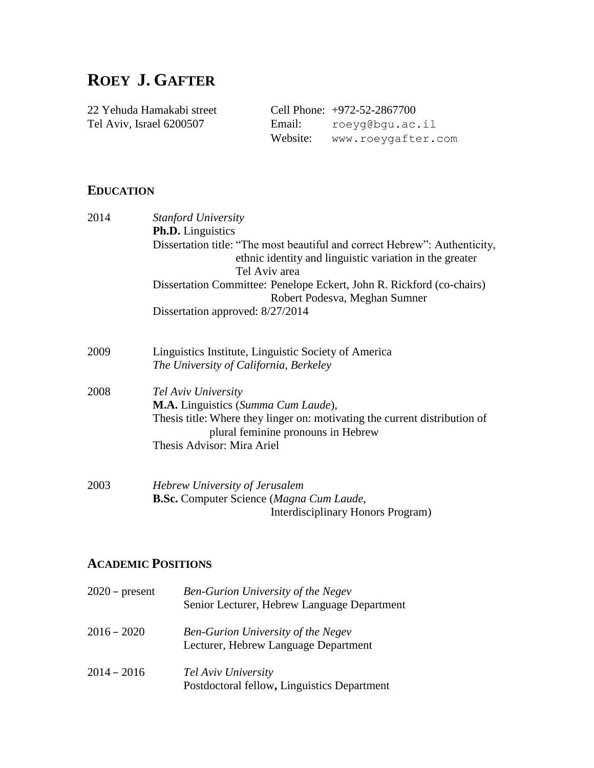# ROEY J. GAFTER

22 Yehuda Hamakabi street
Tel Aviv, Israel 6200507

Cell Phone: +972-52-2867700
Email: roeyg@bgu.ac.il
Website: www.roeygafter.com

## EDUCATION

2014 *Stanford University*
**Ph.D.** Linguistics
Dissertation title: "The most beautiful and correct Hebrew": Authenticity, ethnic identity and linguistic variation in the greater Tel Aviv area
Dissertation Committee: Penelope Eckert, John R. Rickford (co-chairs) Robert Podesva, Meghan Sumner
Dissertation approved: 8/27/2014

2009 Linguistics Institute, Linguistic Society of America
*The University of California, Berkeley*

2008 *Tel Aviv University*
**M.A.** Linguistics (*Summa Cum Laude*),
Thesis title: Where they linger on: motivating the current distribution of plural feminine pronouns in Hebrew
Thesis Advisor: Mira Ariel

2003 *Hebrew University of Jerusalem*
**B.Sc.** Computer Science (*Magna Cum Laude*, Interdisciplinary Honors Program)

## ACADEMIC POSITIONS

2020 – present *Ben-Gurion University of the Negev*
Senior Lecturer, Hebrew Language Department

2016 – 2020 *Ben-Gurion University of the Negev*
Lecturer, Hebrew Language Department

2014 – 2016 *Tel Aviv University*
Postdoctoral fellow**,** Linguistics Department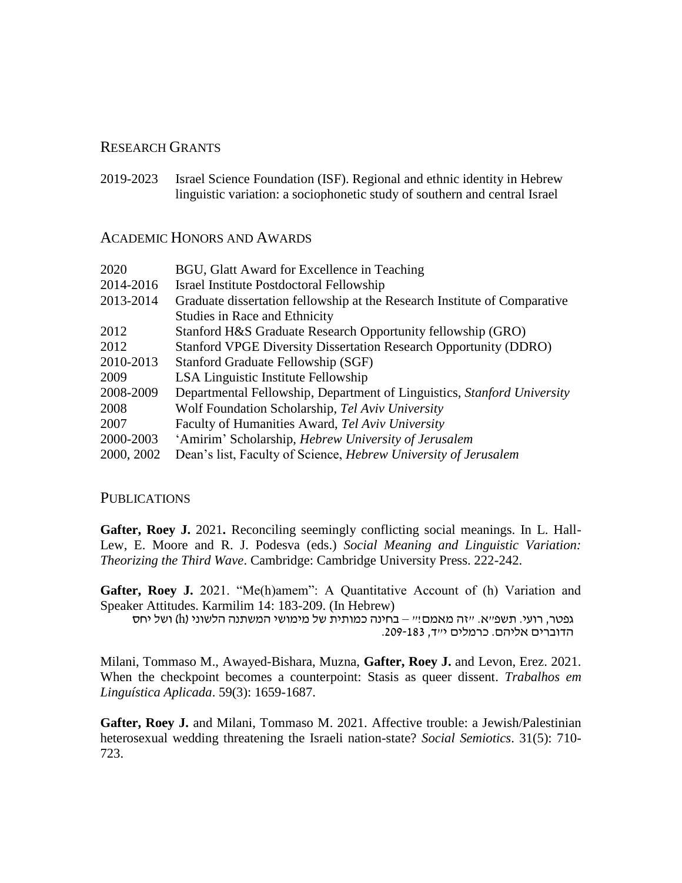## Research Grants

| | |
|---|---|
| 2019-2023 | Israel Science Foundation (ISF). Regional and ethnic identity in Hebrew linguistic variation: a sociophonetic study of southern and central Israel |

## Academic Honors and Awards

| | |
|---|---|
| 2020 | BGU, Glatt Award for Excellence in Teaching |
| 2014-2016 | Israel Institute Postdoctoral Fellowship |
| 2013-2014 | Graduate dissertation fellowship at the Research Institute of Comparative Studies in Race and Ethnicity |
| 2012 | Stanford H&S Graduate Research Opportunity fellowship (GRO) |
| 2012 | Stanford VPGE Diversity Dissertation Research Opportunity (DDRO) |
| 2010-2013 | Stanford Graduate Fellowship (SGF) |
| 2009 | LSA Linguistic Institute Fellowship |
| 2008-2009 | Departmental Fellowship, Department of Linguistics, *Stanford University* |
| 2008 | Wolf Foundation Scholarship, *Tel Aviv University* |
| 2007 | Faculty of Humanities Award, *Tel Aviv University* |
| 2000-2003 | 'Amirim' Scholarship, *Hebrew University of Jerusalem* |
| 2000, 2002 | Dean's list, Faculty of Science, *Hebrew University of Jerusalem* |

## Publications

**Gafter, Roey J.** 2021**.** Reconciling seemingly conflicting social meanings. In L. Hall-Lew, E. Moore and R. J. Podesva (eds.) *Social Meaning and Linguistic Variation: Theorizing the Third Wave*. Cambridge: Cambridge University Press. 222-242.

**Gafter, Roey J.** 2021. "Me(h)amem": A Quantitative Account of (h) Variation and Speaker Attitudes. Karmilim 14: 183-209. (In Hebrew)

גפטר, רועי. תשפ״א. ״זה מאמם!״ – בחינה כמותית של מימושי המשתנה הלשוני (h) ושל יחס הדוברים אליהם. כרמלים י״ד, 183-209.

Milani, Tommaso M., Awayed-Bishara, Muzna, **Gafter, Roey J.** and Levon, Erez. 2021. When the checkpoint becomes a counterpoint: Stasis as queer dissent. *Trabalhos em Linguística Aplicada*. 59(3): 1659-1687.

**Gafter, Roey J.** and Milani, Tommaso M. 2021. Affective trouble: a Jewish/Palestinian heterosexual wedding threatening the Israeli nation-state? *Social Semiotics*. 31(5): 710-723.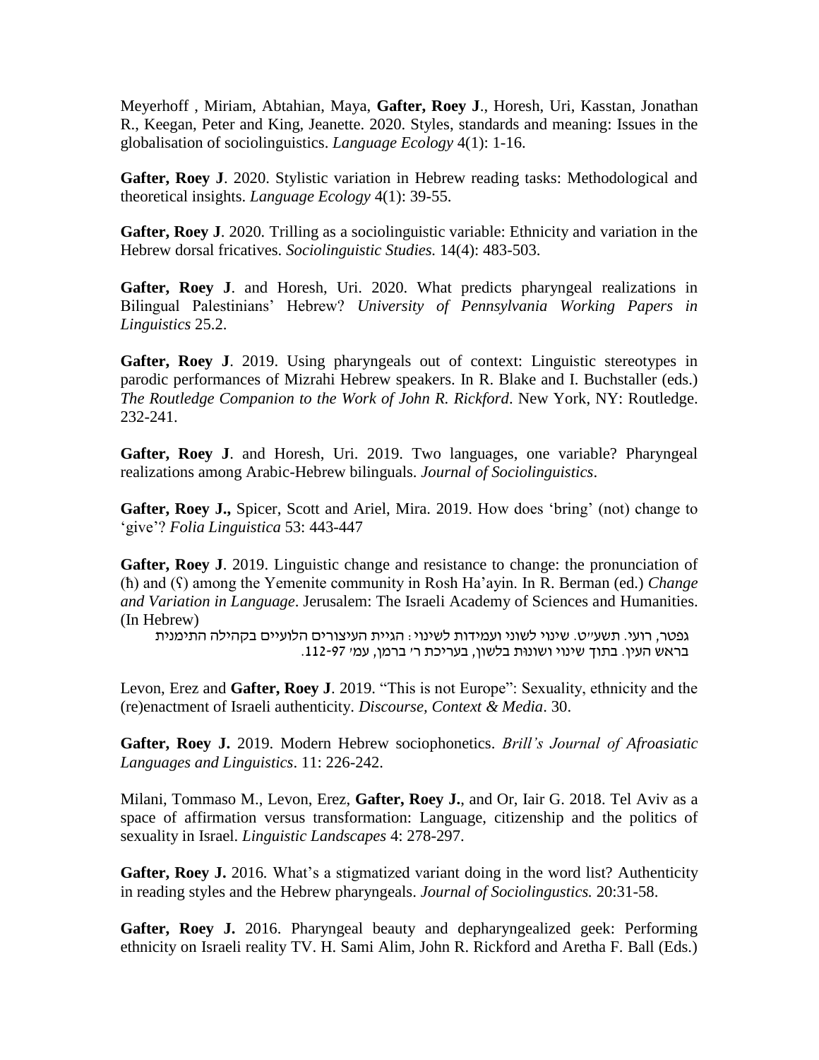Meyerhoff , Miriam, Abtahian, Maya, **Gafter, Roey J**., Horesh, Uri, Kasstan, Jonathan R., Keegan, Peter and King, Jeanette. 2020. Styles, standards and meaning: Issues in the globalisation of sociolinguistics. *Language Ecology* 4(1): 1-16.

**Gafter, Roey J**. 2020. Stylistic variation in Hebrew reading tasks: Methodological and theoretical insights. *Language Ecology* 4(1): 39-55.

**Gafter, Roey J**. 2020. Trilling as a sociolinguistic variable: Ethnicity and variation in the Hebrew dorsal fricatives. *Sociolinguistic Studies.* 14(4): 483-503.

**Gafter, Roey J**. and Horesh, Uri. 2020. What predicts pharyngeal realizations in Bilingual Palestinians' Hebrew? *University of Pennsylvania Working Papers in Linguistics* 25.2.

**Gafter, Roey J**. 2019. Using pharyngeals out of context: Linguistic stereotypes in parodic performances of Mizrahi Hebrew speakers. In R. Blake and I. Buchstaller (eds.) *The Routledge Companion to the Work of John R. Rickford*. New York, NY: Routledge. 232-241.

**Gafter, Roey J**. and Horesh, Uri. 2019. Two languages, one variable? Pharyngeal realizations among Arabic-Hebrew bilinguals. *Journal of Sociolinguistics*.

**Gafter, Roey J.,** Spicer, Scott and Ariel, Mira. 2019. How does 'bring' (not) change to 'give'? *Folia Linguistica* 53: 443-447

**Gafter, Roey J**. 2019. Linguistic change and resistance to change: the pronunciation of (ħ) and (ʕ) among the Yemenite community in Rosh Ha'ayin. In R. Berman (ed.) *Change and Variation in Language*. Jerusalem: The Israeli Academy of Sciences and Humanities. (In Hebrew)

גפטר, רועי. תשע״ט. שינוי לשוני ועמידות לשינוי: הגיית העיצורים הלועיים בקהילה התימנית בראש העין. בתוך שינוי ושונות בלשון, בעריכת ר' ברמן, עמ' 97-112.

Levon, Erez and **Gafter, Roey J**. 2019. "This is not Europe": Sexuality, ethnicity and the (re)enactment of Israeli authenticity. *Discourse, Context & Media*. 30.

**Gafter, Roey J.** 2019. Modern Hebrew sociophonetics. *Brill's Journal of Afroasiatic Languages and Linguistics*. 11: 226-242.

Milani, Tommaso M., Levon, Erez, **Gafter, Roey J.**, and Or, Iair G. 2018. Tel Aviv as a space of affirmation versus transformation: Language, citizenship and the politics of sexuality in Israel. *Linguistic Landscapes* 4: 278-297.

**Gafter, Roey J.** 2016. What's a stigmatized variant doing in the word list? Authenticity in reading styles and the Hebrew pharyngeals. *Journal of Sociolingustics.* 20:31-58.

**Gafter, Roey J.** 2016. Pharyngeal beauty and depharyngealized geek: Performing ethnicity on Israeli reality TV. H. Sami Alim, John R. Rickford and Aretha F. Ball (Eds.)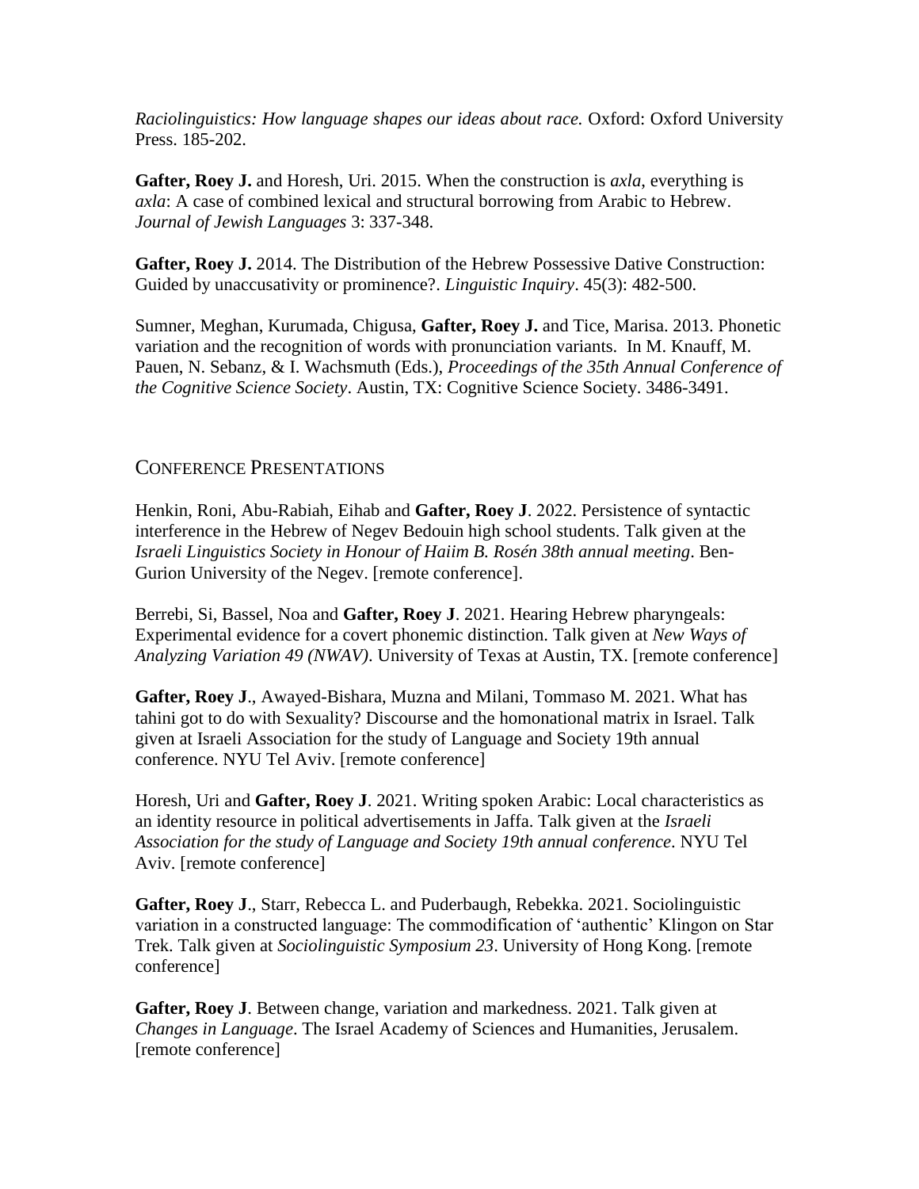*Raciolinguistics: How language shapes our ideas about race.* Oxford: Oxford University Press. 185-202.

**Gafter, Roey J.** and Horesh, Uri. 2015. When the construction is *axla*, everything is *axla*: A case of combined lexical and structural borrowing from Arabic to Hebrew. *Journal of Jewish Languages* 3: 337-348.

**Gafter, Roey J.** 2014. The Distribution of the Hebrew Possessive Dative Construction: Guided by unaccusativity or prominence?. *Linguistic Inquiry*. 45(3): 482-500.

Sumner, Meghan, Kurumada, Chigusa, **Gafter, Roey J.** and Tice, Marisa. 2013. Phonetic variation and the recognition of words with pronunciation variants. In M. Knauff, M. Pauen, N. Sebanz, & I. Wachsmuth (Eds.), *Proceedings of the 35th Annual Conference of the Cognitive Science Society*. Austin, TX: Cognitive Science Society. 3486-3491.

## Conference Presentations

Henkin, Roni, Abu-Rabiah, Eihab and **Gafter, Roey J**. 2022. Persistence of syntactic interference in the Hebrew of Negev Bedouin high school students. Talk given at the *Israeli Linguistics Society in Honour of Haiim B. Rosén 38th annual meeting*. Ben-Gurion University of the Negev. [remote conference].

Berrebi, Si, Bassel, Noa and **Gafter, Roey J**. 2021. Hearing Hebrew pharyngeals: Experimental evidence for a covert phonemic distinction. Talk given at *New Ways of Analyzing Variation 49 (NWAV)*. University of Texas at Austin, TX. [remote conference]

**Gafter, Roey J**., Awayed-Bishara, Muzna and Milani, Tommaso M. 2021. What has tahini got to do with Sexuality? Discourse and the homonational matrix in Israel. Talk given at Israeli Association for the study of Language and Society 19th annual conference. NYU Tel Aviv. [remote conference]

Horesh, Uri and **Gafter, Roey J**. 2021. Writing spoken Arabic: Local characteristics as an identity resource in political advertisements in Jaffa. Talk given at the *Israeli Association for the study of Language and Society 19th annual conference*. NYU Tel Aviv. [remote conference]

**Gafter, Roey J**., Starr, Rebecca L. and Puderbaugh, Rebekka. 2021. Sociolinguistic variation in a constructed language: The commodification of 'authentic' Klingon on Star Trek. Talk given at *Sociolinguistic Symposium 23*. University of Hong Kong. [remote conference]

**Gafter, Roey J**. Between change, variation and markedness. 2021. Talk given at *Changes in Language*. The Israel Academy of Sciences and Humanities, Jerusalem. [remote conference]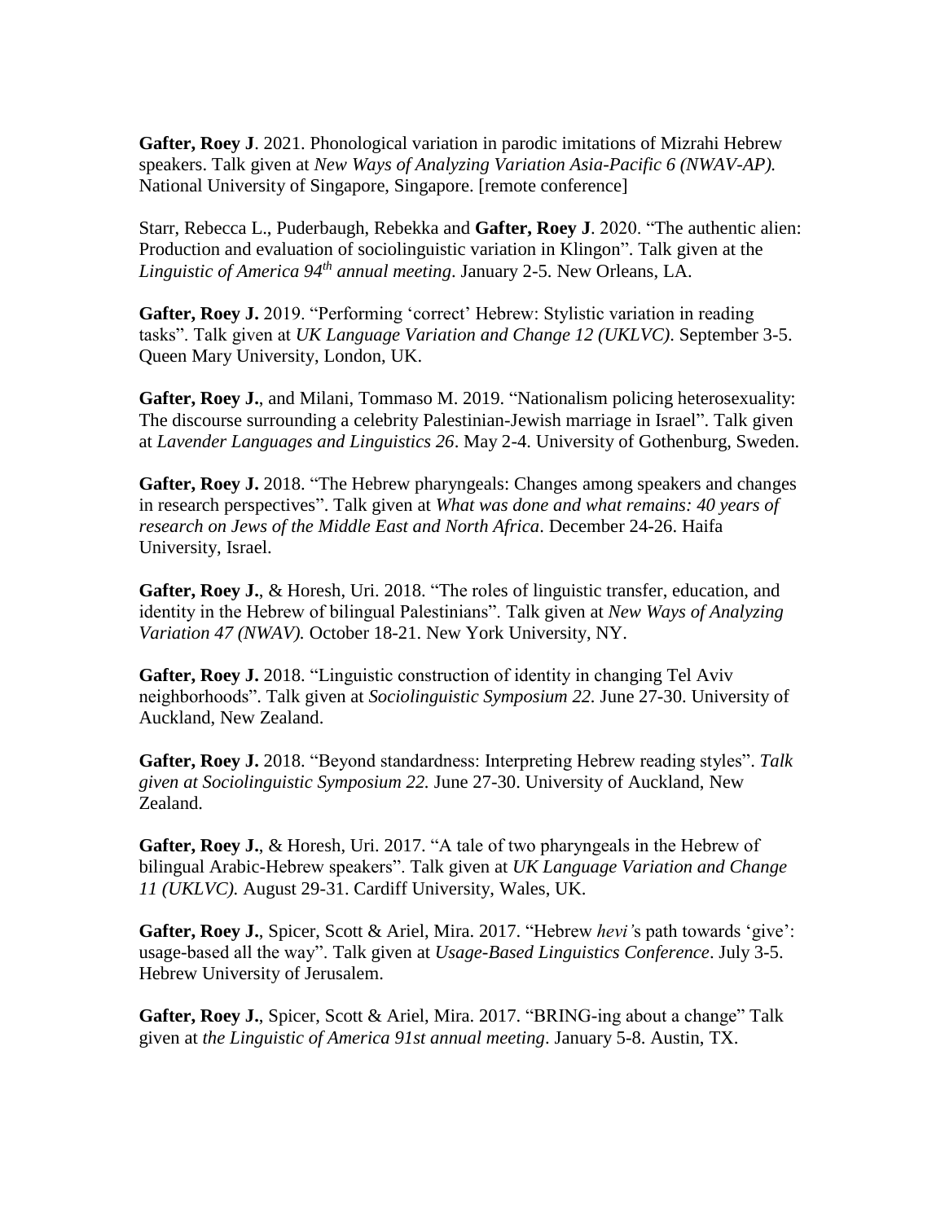**Gafter, Roey J**. 2021. Phonological variation in parodic imitations of Mizrahi Hebrew speakers. Talk given at *New Ways of Analyzing Variation Asia-Pacific 6 (NWAV-AP).* National University of Singapore, Singapore. [remote conference]

Starr, Rebecca L., Puderbaugh, Rebekka and **Gafter, Roey J**. 2020. "The authentic alien: Production and evaluation of sociolinguistic variation in Klingon". Talk given at the *Linguistic of America 94th annual meeting*. January 2-5. New Orleans, LA.

**Gafter, Roey J.** 2019. "Performing 'correct' Hebrew: Stylistic variation in reading tasks". Talk given at *UK Language Variation and Change 12 (UKLVC)*. September 3-5. Queen Mary University, London, UK.

**Gafter, Roey J.**, and Milani, Tommaso M. 2019. "Nationalism policing heterosexuality: The discourse surrounding a celebrity Palestinian-Jewish marriage in Israel". Talk given at *Lavender Languages and Linguistics 26*. May 2-4. University of Gothenburg, Sweden.

**Gafter, Roey J.** 2018. "The Hebrew pharyngeals: Changes among speakers and changes in research perspectives". Talk given at *What was done and what remains: 40 years of research on Jews of the Middle East and North Africa*. December 24-26. Haifa University, Israel.

**Gafter, Roey J.**, & Horesh, Uri. 2018. "The roles of linguistic transfer, education, and identity in the Hebrew of bilingual Palestinians". Talk given at *New Ways of Analyzing Variation 47 (NWAV).* October 18-21. New York University, NY.

**Gafter, Roey J.** 2018. "Linguistic construction of identity in changing Tel Aviv neighborhoods". Talk given at *Sociolinguistic Symposium 22.* June 27-30. University of Auckland, New Zealand.

**Gafter, Roey J.** 2018. "Beyond standardness: Interpreting Hebrew reading styles". *Talk given at Sociolinguistic Symposium 22.* June 27-30. University of Auckland, New Zealand.

**Gafter, Roey J.**, & Horesh, Uri. 2017. "A tale of two pharyngeals in the Hebrew of bilingual Arabic-Hebrew speakers". Talk given at *UK Language Variation and Change 11 (UKLVC).* August 29-31. Cardiff University, Wales, UK.

**Gafter, Roey J.**, Spicer, Scott & Ariel, Mira. 2017. "Hebrew *hevi'*s path towards 'give': usage-based all the way". Talk given at *Usage-Based Linguistics Conference*. July 3-5. Hebrew University of Jerusalem.

**Gafter, Roey J.**, Spicer, Scott & Ariel, Mira. 2017. "BRING-ing about a change" Talk given at *the Linguistic of America 91st annual meeting*. January 5-8. Austin, TX.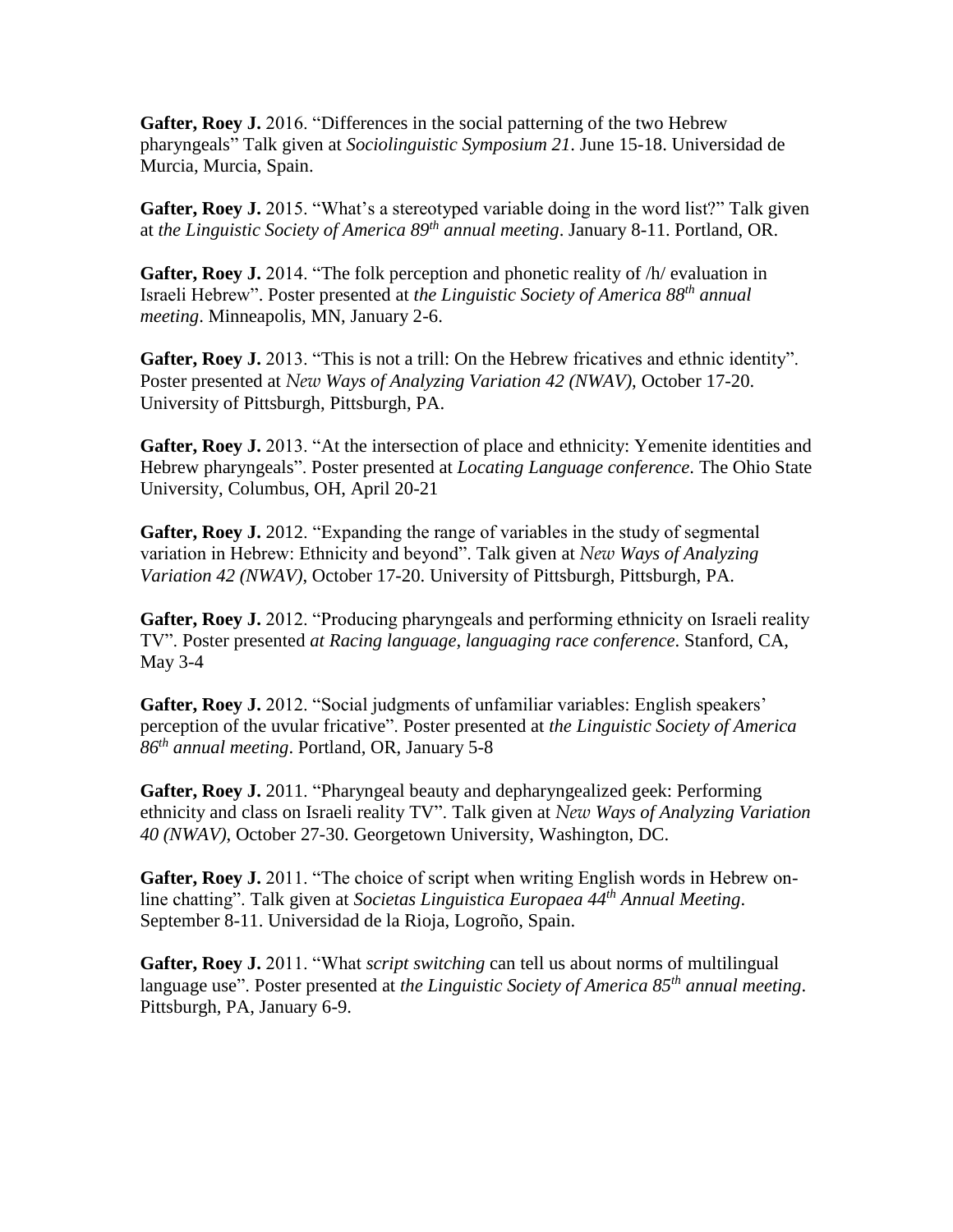**Gafter, Roey J.** 2016. "Differences in the social patterning of the two Hebrew pharyngeals" Talk given at *Sociolinguistic Symposium 21*. June 15-18. Universidad de Murcia, Murcia, Spain.

**Gafter, Roey J.** 2015. "What's a stereotyped variable doing in the word list?" Talk given at *the Linguistic Society of America 89th annual meeting*. January 8-11. Portland, OR.

**Gafter, Roey J.** 2014. "The folk perception and phonetic reality of /h/ evaluation in Israeli Hebrew". Poster presented at *the Linguistic Society of America 88th annual meeting*. Minneapolis, MN, January 2-6.

**Gafter, Roey J.** 2013. "This is not a trill: On the Hebrew fricatives and ethnic identity". Poster presented at *New Ways of Analyzing Variation 42 (NWAV)*, October 17-20. University of Pittsburgh, Pittsburgh, PA.

**Gafter, Roey J.** 2013. "At the intersection of place and ethnicity: Yemenite identities and Hebrew pharyngeals". Poster presented at *Locating Language conference*. The Ohio State University, Columbus, OH, April 20-21

**Gafter, Roey J.** 2012. "Expanding the range of variables in the study of segmental variation in Hebrew: Ethnicity and beyond". Talk given at *New Ways of Analyzing Variation 42 (NWAV)*, October 17-20. University of Pittsburgh, Pittsburgh, PA.

**Gafter, Roey J.** 2012. "Producing pharyngeals and performing ethnicity on Israeli reality TV". Poster presented *at Racing language, languaging race conference*. Stanford, CA, May 3-4

**Gafter, Roey J.** 2012. "Social judgments of unfamiliar variables: English speakers' perception of the uvular fricative". Poster presented at *the Linguistic Society of America 86th annual meeting*. Portland, OR, January 5-8

**Gafter, Roey J.** 2011. "Pharyngeal beauty and depharyngealized geek: Performing ethnicity and class on Israeli reality TV". Talk given at *New Ways of Analyzing Variation 40 (NWAV)*, October 27-30. Georgetown University, Washington, DC.

**Gafter, Roey J.** 2011. "The choice of script when writing English words in Hebrew on-line chatting". Talk given at *Societas Linguistica Europaea 44th Annual Meeting*. September 8-11. Universidad de la Rioja, Logroño, Spain.

**Gafter, Roey J.** 2011. "What *script switching* can tell us about norms of multilingual language use". Poster presented at *the Linguistic Society of America 85th annual meeting*. Pittsburgh, PA, January 6-9.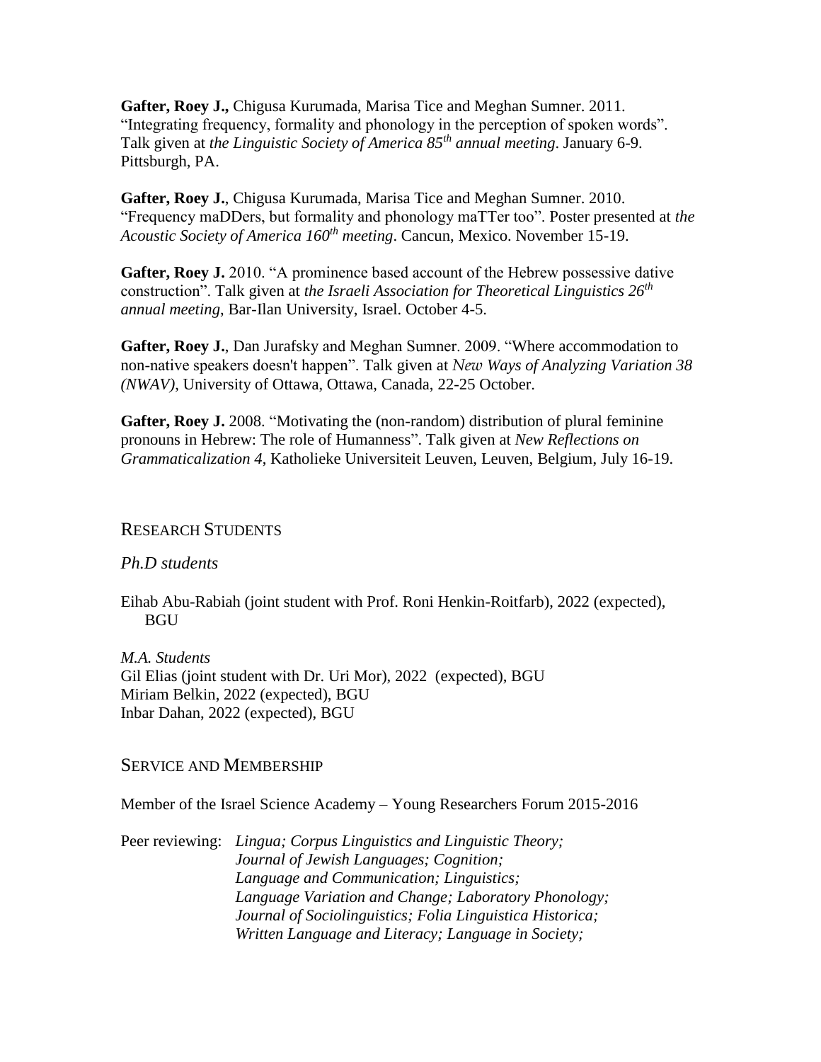**Gafter, Roey J.,** Chigusa Kurumada, Marisa Tice and Meghan Sumner. 2011. "Integrating frequency, formality and phonology in the perception of spoken words". Talk given at *the Linguistic Society of America 85th annual meeting*. January 6-9. Pittsburgh, PA.

**Gafter, Roey J.**, Chigusa Kurumada, Marisa Tice and Meghan Sumner. 2010. "Frequency maDDers, but formality and phonology maTTer too". Poster presented at *the Acoustic Society of America 160th meeting*. Cancun, Mexico. November 15-19.

**Gafter, Roey J.** 2010. "A prominence based account of the Hebrew possessive dative construction". Talk given at *the Israeli Association for Theoretical Linguistics 26th annual meeting*, Bar-Ilan University, Israel. October 4-5.

**Gafter, Roey J.**, Dan Jurafsky and Meghan Sumner. 2009. "Where accommodation to non-native speakers doesn't happen". Talk given at *New Ways of Analyzing Variation 38 (NWAV)*, University of Ottawa, Ottawa, Canada, 22-25 October.

**Gafter, Roey J.** 2008. "Motivating the (non-random) distribution of plural feminine pronouns in Hebrew: The role of Humanness". Talk given at *New Reflections on Grammaticalization 4*, Katholieke Universiteit Leuven, Leuven, Belgium, July 16-19.

## Research Students

*Ph.D students*

Eihab Abu-Rabiah (joint student with Prof. Roni Henkin-Roitfarb), 2022 (expected), BGU

*M.A. Students*

Gil Elias (joint student with Dr. Uri Mor), 2022 (expected), BGU
Miriam Belkin, 2022 (expected), BGU
Inbar Dahan, 2022 (expected), BGU

## Service and Membership

Member of the Israel Science Academy – Young Researchers Forum 2015-2016

Peer reviewing: *Lingua; Corpus Linguistics and Linguistic Theory; Journal of Jewish Languages; Cognition; Language and Communication; Linguistics; Language Variation and Change; Laboratory Phonology; Journal of Sociolinguistics; Folia Linguistica Historica; Written Language and Literacy; Language in Society;*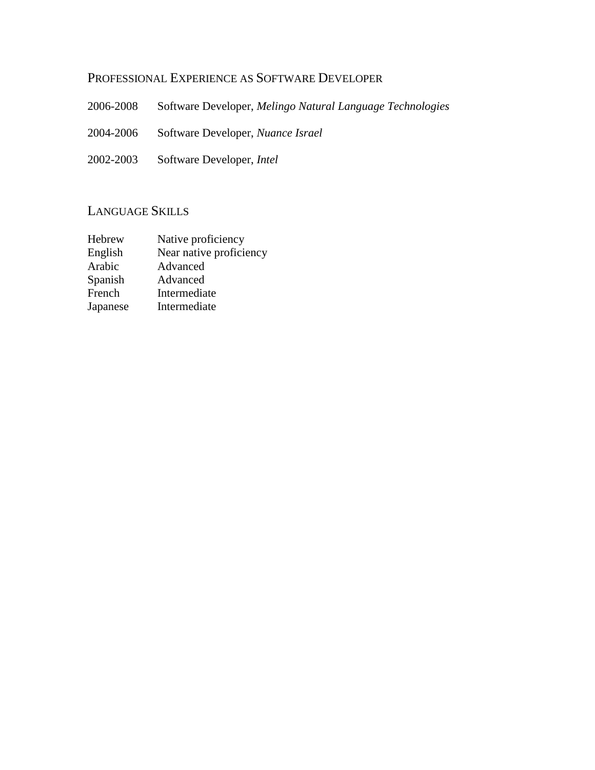## Professional Experience as Software Developer

2006-2008 Software Developer, *Melingo Natural Language Technologies*

2004-2006 Software Developer, *Nuance Israel*

2002-2003 Software Developer, *Intel*

## Language Skills

| | |
|---|---|
| Hebrew | Native proficiency |
| English | Near native proficiency |
| Arabic | Advanced |
| Spanish | Advanced |
| French | Intermediate |
| Japanese | Intermediate |